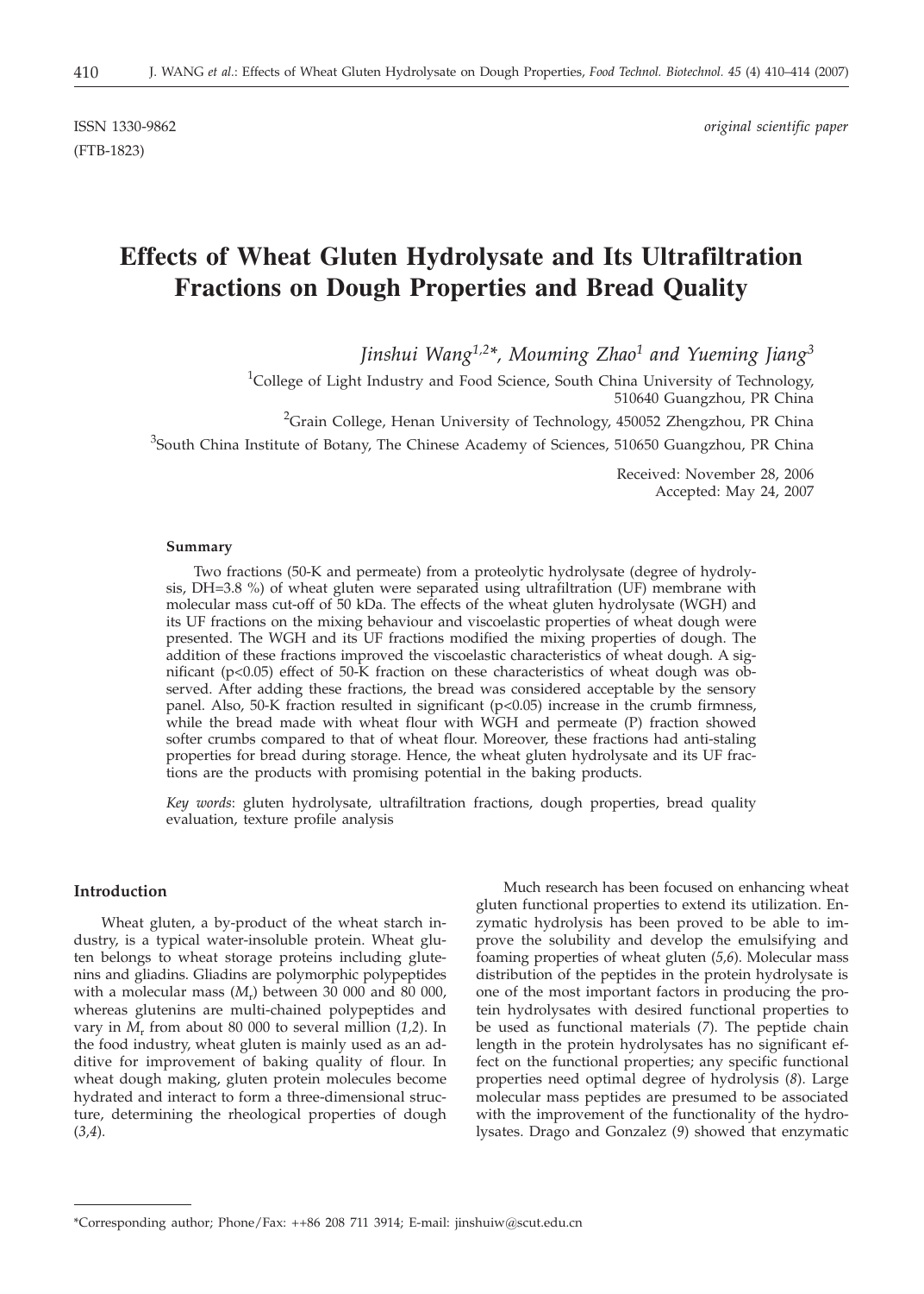ISSN 1330-9862 *original scientific paper*

(FTB-1823)

# Effects of Wheat Gluten Hydrolysate and Its Ultrafiltration Fractions on Dough Properties and Bread Quality

*Jinshui Wang[1,2]\*, Mouming Zhao[1] and Yueming Jiang[3]*

[1]College of Light Industry and Food Science, South China University of Technology, 510640 Guangzhou, PR China

[2]Grain College, Henan University of Technology, 450052 Zhengzhou, PR China

[3]South China Institute of Botany, The Chinese Academy of Sciences, 510650 Guangzhou, PR China

Received: November 28, 2006
Accepted: May 24, 2007

### Summary

Two fractions (50-K and permeate) from a proteolytic hydrolysate (degree of hydrolysis, DH=3.8 %) of wheat gluten were separated using ultrafiltration (UF) membrane with molecular mass cut-off of 50 kDa. The effects of the wheat gluten hydrolysate (WGH) and its UF fractions on the mixing behaviour and viscoelastic properties of wheat dough were presented. The WGH and its UF fractions modified the mixing properties of dough. The addition of these fractions improved the viscoelastic characteristics of wheat dough. A significant ($p<0.05$) effect of 50-K fraction on these characteristics of wheat dough was observed. After adding these fractions, the bread was considered acceptable by the sensory panel. Also, 50-K fraction resulted in significant ($p<0.05$) increase in the crumb firmness, while the bread made with wheat flour with WGH and permeate (P) fraction showed softer crumbs compared to that of wheat flour. Moreover, these fractions had anti-staling properties for bread during storage. Hence, the wheat gluten hydrolysate and its UF fractions are the products with promising potential in the baking products.

*Key words*: gluten hydrolysate, ultrafiltration fractions, dough properties, bread quality evaluation, texture profile analysis

## Introduction

Wheat gluten, a by-product of the wheat starch industry, is a typical water-insoluble protein. Wheat gluten belongs to wheat storage proteins including glutenins and gliadins. Gliadins are polymorphic polypeptides with a molecular mass ($M_r$) between 30 000 and 80 000, whereas glutenins are multi-chained polypeptides and vary in $M_r$ from about 80 000 to several million (*1,2*). In the food industry, wheat gluten is mainly used as an additive for improvement of baking quality of flour. In wheat dough making, gluten protein molecules become hydrated and interact to form a three-dimensional structure, determining the rheological properties of dough (*3,4*).

Much research has been focused on enhancing wheat gluten functional properties to extend its utilization. Enzymatic hydrolysis has been proved to be able to improve the solubility and develop the emulsifying and foaming properties of wheat gluten (*5,6*). Molecular mass distribution of the peptides in the protein hydrolysate is one of the most important factors in producing the protein hydrolysates with desired functional properties to be used as functional materials (*7*). The peptide chain length in the protein hydrolysates has no significant effect on the functional properties; any specific functional properties need optimal degree of hydrolysis (*8*). Large molecular mass peptides are presumed to be associated with the improvement of the functionality of the hydrolysates. Drago and Gonzalez (*9*) showed that enzymatic

\*Corresponding author; Phone/Fax: ++86 208 711 3914; E-mail: jinshuiw@scut.edu.cn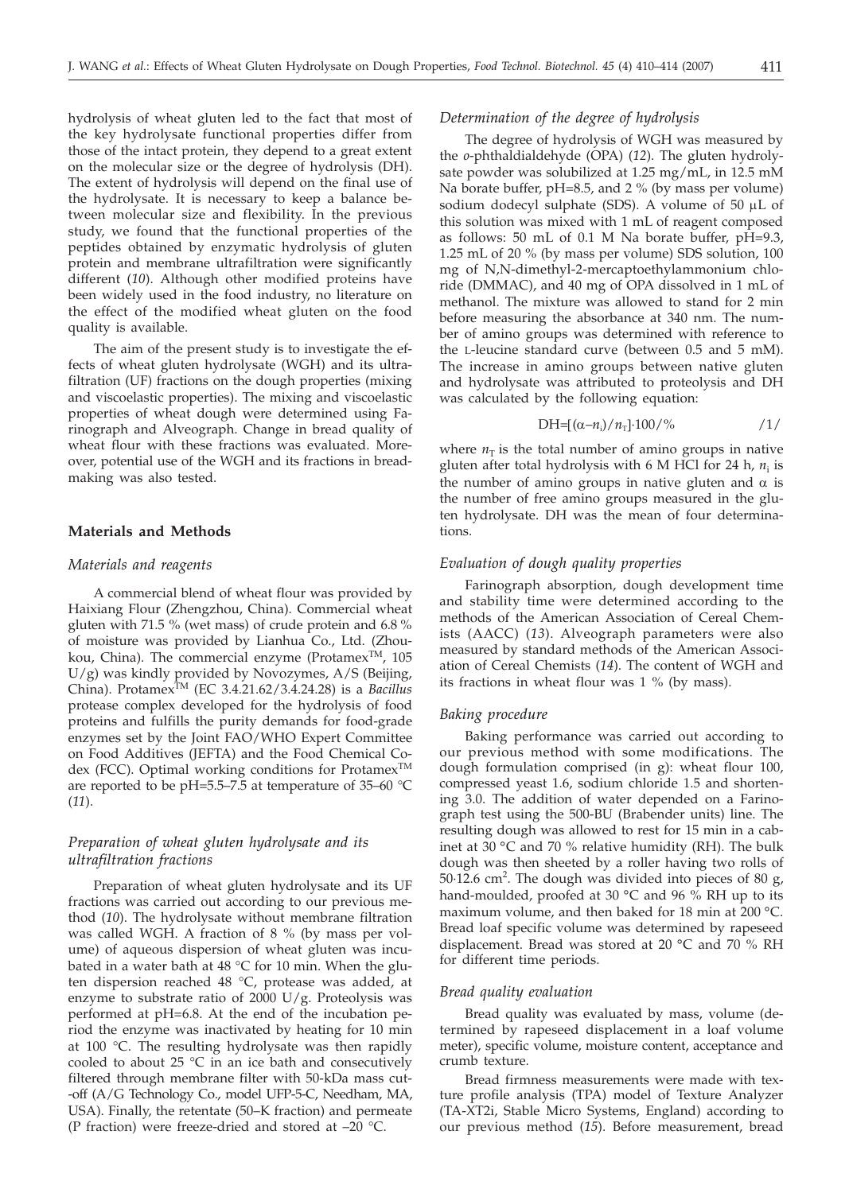hydrolysis of wheat gluten led to the fact that most of the key hydrolysate functional properties differ from those of the intact protein, they depend to a great extent on the molecular size or the degree of hydrolysis (DH). The extent of hydrolysis will depend on the final use of the hydrolysate. It is necessary to keep a balance between molecular size and flexibility. In the previous study, we found that the functional properties of the peptides obtained by enzymatic hydrolysis of gluten protein and membrane ultrafiltration were significantly different (*10*). Although other modified proteins have been widely used in the food industry, no literature on the effect of the modified wheat gluten on the food quality is available.

The aim of the present study is to investigate the effects of wheat gluten hydrolysate (WGH) and its ultrafiltration (UF) fractions on the dough properties (mixing and viscoelastic properties). The mixing and viscoelastic properties of wheat dough were determined using Farinograph and Alveograph. Change in bread quality of wheat flour with these fractions was evaluated. Moreover, potential use of the WGH and its fractions in breadmaking was also tested.

## Materials and Methods

### *Materials and reagents*

A commercial blend of wheat flour was provided by Haixiang Flour (Zhengzhou, China). Commercial wheat gluten with 71.5 % (wet mass) of crude protein and 6.8 % of moisture was provided by Lianhua Co., Ltd. (Zhoukou, China). The commercial enzyme (Protamex™, 105 U/g) was kindly provided by Novozymes, A/S (Beijing, China). Protamex™ (EC 3.4.21.62/3.4.24.28) is a *Bacillus* protease complex developed for the hydrolysis of food proteins and fulfills the purity demands for food-grade enzymes set by the Joint FAO/WHO Expert Committee on Food Additives (JEFTA) and the Food Chemical Codex (FCC). Optimal working conditions for Protamex™ are reported to be pH=5.5–7.5 at temperature of 35–60 °C (*11*).

### *Preparation of wheat gluten hydrolysate and its ultrafiltration fractions*

Preparation of wheat gluten hydrolysate and its UF fractions was carried out according to our previous method (*10*). The hydrolysate without membrane filtration was called WGH. A fraction of 8 % (by mass per volume) of aqueous dispersion of wheat gluten was incubated in a water bath at 48 °C for 10 min. When the gluten dispersion reached 48 °C, protease was added, at enzyme to substrate ratio of 2000 U/g. Proteolysis was performed at pH=6.8. At the end of the incubation period the enzyme was inactivated by heating for 10 min at 100 °C. The resulting hydrolysate was then rapidly cooled to about 25 °C in an ice bath and consecutively filtered through membrane filter with 50-kDa mass cut-off (A/G Technology Co., model UFP-5-C, Needham, MA, USA). Finally, the retentate (50–K fraction) and permeate (P fraction) were freeze-dried and stored at –20 °C.

### *Determination of the degree of hydrolysis*

The degree of hydrolysis of WGH was measured by the *o*-phthaldialdehyde (OPA) (*12*). The gluten hydrolysate powder was solubilized at 1.25 mg/mL, in 12.5 mM Na borate buffer, pH=8.5, and 2 % (by mass per volume) sodium dodecyl sulphate (SDS). A volume of 50 μL of this solution was mixed with 1 mL of reagent composed as follows: 50 mL of 0.1 M Na borate buffer, pH=9.3, 1.25 mL of 20 % (by mass per volume) SDS solution, 100 mg of N,N-dimethyl-2-mercaptoethylammonium chloride (DMMAC), and 40 mg of OPA dissolved in 1 mL of methanol. The mixture was allowed to stand for 2 min before measuring the absorbance at 340 nm. The number of amino groups was determined with reference to the L-leucine standard curve (between 0.5 and 5 mM). The increase in amino groups between native gluten and hydrolysate was attributed to proteolysis and DH was calculated by the following equation:

$$\mathrm{DH}=[(\alpha - n_i)/n_T]\cdot 100/\% \qquad /1/$$

where $n_T$ is the total number of amino groups in native gluten after total hydrolysis with 6 M HCl for 24 h, $n_i$ is the number of amino groups in native gluten and $\alpha$ is the number of free amino groups measured in the gluten hydrolysate. DH was the mean of four determinations.

### *Evaluation of dough quality properties*

Farinograph absorption, dough development time and stability time were determined according to the methods of the American Association of Cereal Chemists (AACC) (*13*). Alveograph parameters were also measured by standard methods of the American Association of Cereal Chemists (*14*). The content of WGH and its fractions in wheat flour was 1 % (by mass).

### *Baking procedure*

Baking performance was carried out according to our previous method with some modifications. The dough formulation comprised (in g): wheat flour 100, compressed yeast 1.6, sodium chloride 1.5 and shortening 3.0. The addition of water depended on a Farinograph test using the 500-BU (Brabender units) line. The resulting dough was allowed to rest for 15 min in a cabinet at 30 °C and 70 % relative humidity (RH). The bulk dough was then sheeted by a roller having two rolls of $50\cdot 12.6\ \mathrm{cm}^2$. The dough was divided into pieces of 80 g, hand-moulded, proofed at 30 °C and 96 % RH up to its maximum volume, and then baked for 18 min at 200 °C. Bread loaf specific volume was determined by rapeseed displacement. Bread was stored at 20 °C and 70 % RH for different time periods.

### *Bread quality evaluation*

Bread quality was evaluated by mass, volume (determined by rapeseed displacement in a loaf volume meter), specific volume, moisture content, acceptance and crumb texture.

Bread firmness measurements were made with texture profile analysis (TPA) model of Texture Analyzer (TA-XT2i, Stable Micro Systems, England) according to our previous method (*15*). Before measurement, bread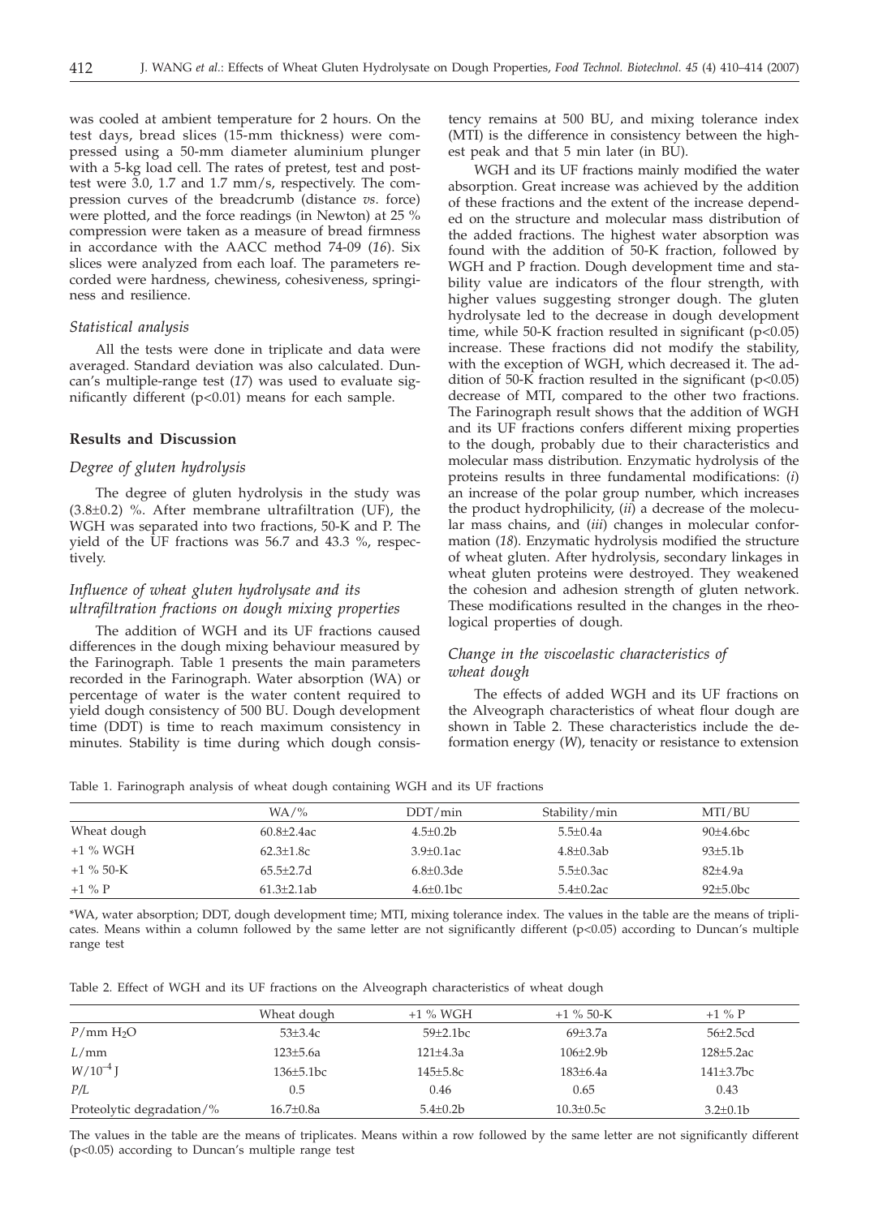was cooled at ambient temperature for 2 hours. On the test days, bread slices (15-mm thickness) were compressed using a 50-mm diameter aluminium plunger with a 5-kg load cell. The rates of pretest, test and post-test were 3.0, 1.7 and 1.7 mm/s, respectively. The compression curves of the breadcrumb (distance *vs.* force) were plotted, and the force readings (in Newton) at 25 % compression were taken as a measure of bread firmness in accordance with the AACC method 74-09 (*16*). Six slices were analyzed from each loaf. The parameters recorded were hardness, chewiness, cohesiveness, springiness and resilience.

### *Statistical analysis*

All the tests were done in triplicate and data were averaged. Standard deviation was also calculated. Duncan's multiple-range test (*17*) was used to evaluate significantly different ($p<0.01$) means for each sample.

## Results and Discussion

### *Degree of gluten hydrolysis*

The degree of gluten hydrolysis in the study was (3.8±0.2) %. After membrane ultrafiltration (UF), the WGH was separated into two fractions, 50-K and P. The yield of the UF fractions was 56.7 and 43.3 %, respectively.

### *Influence of wheat gluten hydrolysate and its ultrafiltration fractions on dough mixing properties*

The addition of WGH and its UF fractions caused differences in the dough mixing behaviour measured by the Farinograph. Table 1 presents the main parameters recorded in the Farinograph. Water absorption (WA) or percentage of water is the water content required to yield dough consistency of 500 BU. Dough development time (DDT) is time to reach maximum consistency in minutes. Stability is time during which dough consistency remains at 500 BU, and mixing tolerance index (MTI) is the difference in consistency between the highest peak and that 5 min later (in BU).

WGH and its UF fractions mainly modified the water absorption. Great increase was achieved by the addition of these fractions and the extent of the increase depended on the structure and molecular mass distribution of the added fractions. The highest water absorption was found with the addition of 50-K fraction, followed by WGH and P fraction. Dough development time and stability value are indicators of the flour strength, with higher values suggesting stronger dough. The gluten hydrolysate led to the decrease in dough development time, while 50-K fraction resulted in significant ($p<0.05$) increase. These fractions did not modify the stability, with the exception of WGH, which decreased it. The addition of 50-K fraction resulted in the significant ($p<0.05$) decrease of MTI, compared to the other two fractions. The Farinograph result shows that the addition of WGH and its UF fractions confers different mixing properties to the dough, probably due to their characteristics and molecular mass distribution. Enzymatic hydrolysis of the proteins results in three fundamental modifications: (*i*) an increase of the polar group number, which increases the product hydrophilicity, (*ii*) a decrease of the molecular mass chains, and (*iii*) changes in molecular conformation (*18*). Enzymatic hydrolysis modified the structure of wheat gluten. After hydrolysis, secondary linkages in wheat gluten proteins were destroyed. They weakened the cohesion and adhesion strength of gluten network. These modifications resulted in the changes in the rheological properties of dough.

### *Change in the viscoelastic characteristics of wheat dough*

The effects of added WGH and its UF fractions on the Alveograph characteristics of wheat flour dough are shown in Table 2. These characteristics include the deformation energy (*W*), tenacity or resistance to extension

Table 1. Farinograph analysis of wheat dough containing WGH and its UF fractions

| | WA/% | DDT/min | Stability/min | MTI/BU |
|---|---|---|---|---|
| Wheat dough | 60.8±2.4ac | 4.5±0.2b | 5.5±0.4a | 90±4.6bc |
| +1 % WGH | 62.3±1.8c | 3.9±0.1ac | 4.8±0.3ab | 93±5.1b |
| +1 % 50-K | 65.5±2.7d | 6.8±0.3de | 5.5±0.3ac | 82±4.9a |
| +1 % P | 61.3±2.1ab | 4.6±0.1bc | 5.4±0.2ac | 92±5.0bc |

*WA, water absorption; DDT, dough development time; MTI, mixing tolerance index. The values in the table are the means of triplicates. Means within a column followed by the same letter are not significantly different ($p<0.05$) according to Duncan's multiple range test

Table 2. Effect of WGH and its UF fractions on the Alveograph characteristics of wheat dough

| | Wheat dough | +1 % WGH | +1 % 50-K | +1 % P |
|---|---|---|---|---|
| $P$/mm $H_2O$ | 53±3.4c | 59±2.1bc | 69±3.7a | 56±2.5cd |
| $L$/mm | 123±5.6a | 121±4.3a | 106±2.9b | 128±5.2ac |
| $W/10^{-4}$ J | 136±5.1bc | 145±5.8c | 183±6.4a | 141±3.7bc |
| $P/L$ | 0.5 | 0.46 | 0.65 | 0.43 |
| Proteolytic degradation/% | 16.7±0.8a | 5.4±0.2b | 10.3±0.5c | 3.2±0.1b |

The values in the table are the means of triplicates. Means within a row followed by the same letter are not significantly different ($p<0.05$) according to Duncan's multiple range test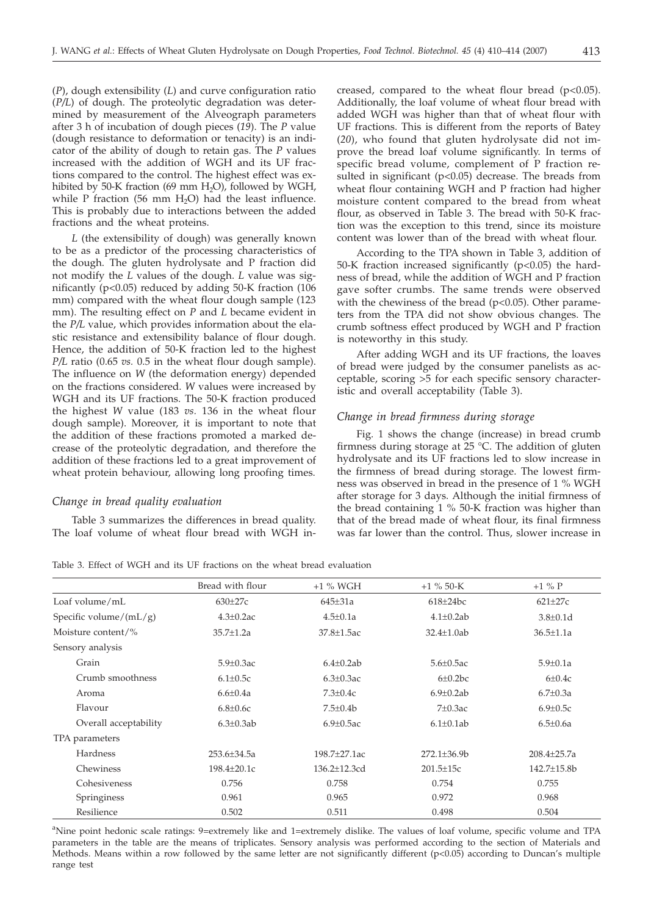(*P*), dough extensibility (*L*) and curve configuration ratio (*P/L*) of dough. The proteolytic degradation was determined by measurement of the Alveograph parameters after 3 h of incubation of dough pieces (*19*). The *P* value (dough resistance to deformation or tenacity) is an indicator of the ability of dough to retain gas. The *P* values increased with the addition of WGH and its UF fractions compared to the control. The highest effect was exhibited by 50-K fraction (69 mm $H_2O$), followed by WGH, while P fraction (56 mm $H_2O$) had the least influence. This is probably due to interactions between the added fractions and the wheat proteins.

*L* (the extensibility of dough) was generally known to be as a predictor of the processing characteristics of the dough. The gluten hydrolysate and P fraction did not modify the *L* values of the dough. *L* value was significantly ($p<0.05$) reduced by adding 50-K fraction (106 mm) compared with the wheat flour dough sample (123 mm). The resulting effect on *P* and *L* became evident in the *P/L* value, which provides information about the elastic resistance and extensibility balance of flour dough. Hence, the addition of 50-K fraction led to the highest *P/L* ratio (0.65 *vs.* 0.5 in the wheat flour dough sample). The influence on *W* (the deformation energy) depended on the fractions considered. *W* values were increased by WGH and its UF fractions. The 50-K fraction produced the highest *W* value (183 *vs.* 136 in the wheat flour dough sample). Moreover, it is important to note that the addition of these fractions promoted a marked decrease of the proteolytic degradation, and therefore the addition of these fractions led to a great improvement of wheat protein behaviour, allowing long proofing times.

### *Change in bread quality evaluation*

Table 3 summarizes the differences in bread quality. The loaf volume of wheat flour bread with WGH increased, compared to the wheat flour bread ($p<0.05$). Additionally, the loaf volume of wheat flour bread with added WGH was higher than that of wheat flour with UF fractions. This is different from the reports of Batey (*20*), who found that gluten hydrolysate did not improve the bread loaf volume significantly. In terms of specific bread volume, complement of P fraction resulted in significant ($p<0.05$) decrease. The breads from wheat flour containing WGH and P fraction had higher moisture content compared to the bread from wheat flour, as observed in Table 3. The bread with 50-K fraction was the exception to this trend, since its moisture content was lower than of the bread with wheat flour.

According to the TPA shown in Table 3, addition of 50-K fraction increased significantly ($p<0.05$) the hardness of bread, while the addition of WGH and P fraction gave softer crumbs. The same trends were observed with the chewiness of the bread ($p<0.05$). Other parameters from the TPA did not show obvious changes. The crumb softness effect produced by WGH and P fraction is noteworthy in this study.

After adding WGH and its UF fractions, the loaves of bread were judged by the consumer panelists as acceptable, scoring >5 for each specific sensory characteristic and overall acceptability (Table 3).

### *Change in bread firmness during storage*

Fig. 1 shows the change (increase) in bread crumb firmness during storage at 25 °C. The addition of gluten hydrolysate and its UF fractions led to slow increase in the firmness of bread during storage. The lowest firmness was observed in bread in the presence of 1 % WGH after storage for 3 days. Although the initial firmness of the bread containing 1 % 50-K fraction was higher than that of the bread made of wheat flour, its final firmness was far lower than the control. Thus, slower increase in

Table 3. Effect of WGH and its UF fractions on the wheat bread evaluation

| | Bread with flour | +1 % WGH | +1 % 50-K | +1 % P |
|---|---|---|---|---|
| Loaf volume/mL | 630±27c | 645±31a | 618±24bc | 621±27c |
| Specific volume/(mL/g) | 4.3±0.2ac | 4.5±0.1a | 4.1±0.2ab | 3.8±0.1d |
| Moisture content/% | 35.7±1.2a | 37.8±1.5ac | 32.4±1.0ab | 36.5±1.1a |
| Sensory analysis | | | | |
| Grain | 5.9±0.3ac | 6.4±0.2ab | 5.6±0.5ac | 5.9±0.1a |
| Crumb smoothness | 6.1±0.5c | 6.3±0.3ac | 6±0.2bc | 6±0.4c |
| Aroma | 6.6±0.4a | 7.3±0.4c | 6.9±0.2ab | 6.7±0.3a |
| Flavour | 6.8±0.6c | 7.5±0.4b | 7±0.3ac | 6.9±0.5c |
| Overall acceptability | 6.3±0.3ab | 6.9±0.5ac | 6.1±0.1ab | 6.5±0.6a |
| TPA parameters | | | | |
| Hardness | 253.6±34.5a | 198.7±27.1ac | 272.1±36.9b | 208.4±25.7a |
| Chewiness | 198.4±20.1c | 136.2±12.3cd | 201.5±15c | 142.7±15.8b |
| Cohesiveness | 0.756 | 0.758 | 0.754 | 0.755 |
| Springiness | 0.961 | 0.965 | 0.972 | 0.968 |
| Resilience | 0.502 | 0.511 | 0.498 | 0.504 |

[a]Nine point hedonic scale ratings: 9=extremely like and 1=extremely dislike. The values of loaf volume, specific volume and TPA parameters in the table are the means of triplicates. Sensory analysis was performed according to the section of Materials and Methods. Means within a row followed by the same letter are not significantly different ($p<0.05$) according to Duncan's multiple range test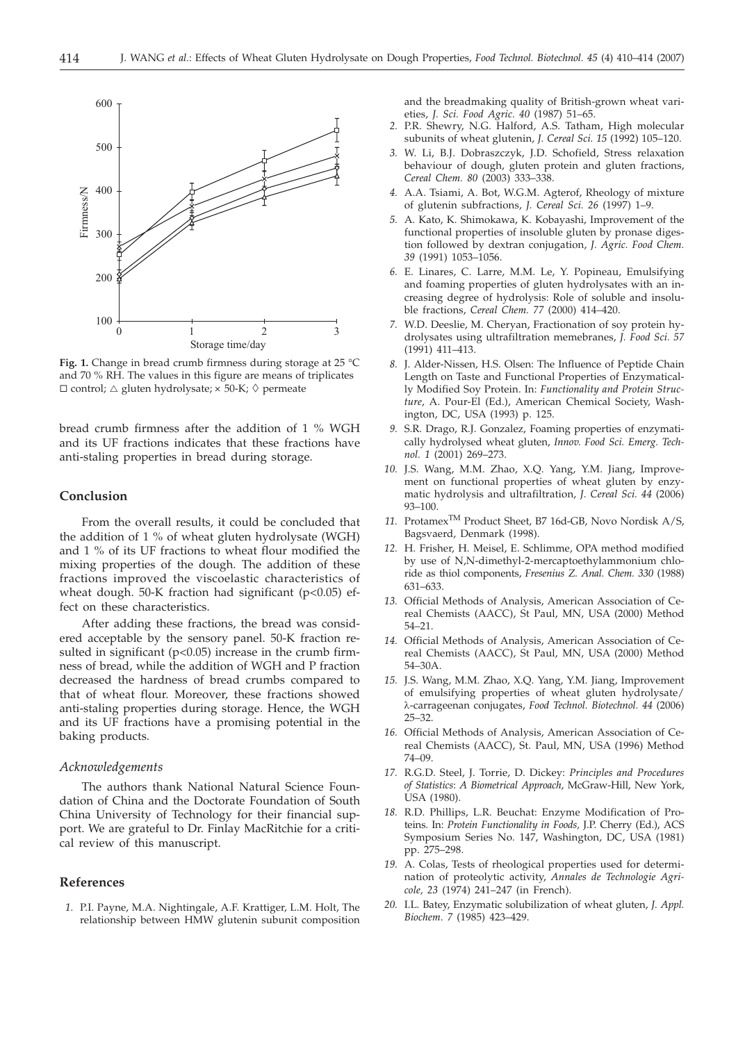600

500

400

300

200

100

0 1 2 3

Firmness/N

Storage time/day

**Fig. 1.** Change in bread crumb firmness during storage at 25 °C and 70 % RH. The values in this figure are means of triplicates □ control; △ gluten hydrolysate; × 50-K; ◊ permeate

bread crumb firmness after the addition of 1 % WGH and its UF fractions indicates that these fractions have anti-staling properties in bread during storage.

## Conclusion

From the overall results, it could be concluded that the addition of 1 % of wheat gluten hydrolysate (WGH) and 1 % of its UF fractions to wheat flour modified the mixing properties of the dough. The addition of these fractions improved the viscoelastic characteristics of wheat dough. 50-K fraction had significant ($p<0.05$) effect on these characteristics.

After adding these fractions, the bread was considered acceptable by the sensory panel. 50-K fraction resulted in significant ($p<0.05$) increase in the crumb firmness of bread, while the addition of WGH and P fraction decreased the hardness of bread crumbs compared to that of wheat flour. Moreover, these fractions showed anti-staling properties during storage. Hence, the WGH and its UF fractions have a promising potential in the baking products.

### *Acknowledgements*

The authors thank National Natural Science Foundation of China and the Doctorate Foundation of South China University of Technology for their financial support. We are grateful to Dr. Finlay MacRitchie for a critical review of this manuscript.

## References

1. P.I. Payne, M.A. Nightingale, A.F. Krattiger, L.M. Holt, The relationship between HMW glutenin subunit composition and the breadmaking quality of British-grown wheat varieties, *J. Sci. Food Agric. 40* (1987) 51–65.
2. P.R. Shewry, N.G. Halford, A.S. Tatham, High molecular subunits of wheat glutenin, *J. Cereal Sci. 15* (1992) 105–120.
3. W. Li, B.J. Dobraszczyk, J.D. Schofield, Stress relaxation behaviour of dough, gluten protein and gluten fractions, *Cereal Chem. 80* (2003) 333–338.
4. A.A. Tsiami, A. Bot, W.G.M. Agterof, Rheology of mixture of glutenin subfractions, *J. Cereal Sci. 26* (1997) 1–9.
5. A. Kato, K. Shimokawa, K. Kobayashi, Improvement of the functional properties of insoluble gluten by pronase digestion followed by dextran conjugation, *J. Agric. Food Chem. 39* (1991) 1053–1056.
6. E. Linares, C. Larre, M.M. Le, Y. Popineau, Emulsifying and foaming properties of gluten hydrolysates with an increasing degree of hydrolysis: Role of soluble and insoluble fractions, *Cereal Chem. 77* (2000) 414–420.
7. W.D. Deeslie, M. Cheryan, Fractionation of soy protein hydrolysates using ultrafiltration memebranes, *J. Food Sci. 57* (1991) 411–413.
8. J. Alder-Nissen, H.S. Olsen: The Influence of Peptide Chain Length on Taste and Functional Properties of Enzymatically Modified Soy Protein. In: *Functionality and Protein Structure*, A. Pour-El (Ed.), American Chemical Society, Washington, DC, USA (1993) p. 125.
9. S.R. Drago, R.J. Gonzalez, Foaming properties of enzymatically hydrolysed wheat gluten, *Innov. Food Sci. Emerg. Technol. 1* (2001) 269–273.
10. J.S. Wang, M.M. Zhao, X.Q. Yang, Y.M. Jiang, Improvement on functional properties of wheat gluten by enzymatic hydrolysis and ultrafiltration, *J. Cereal Sci. 44* (2006) 93–100.
11. Protamex™ Product Sheet, B7 16d-GB, Novo Nordisk A/S, Bagsvaerd, Denmark (1998).
12. H. Frisher, H. Meisel, E. Schlimme, OPA method modified by use of N,N-dimethyl-2-mercaptoethylammonium chloride as thiol components, *Fresenius Z. Anal. Chem. 330* (1988) 631–633.
13. Official Methods of Analysis, American Association of Cereal Chemists (AACC), St Paul, MN, USA (2000) Method 54–21.
14. Official Methods of Analysis, American Association of Cereal Chemists (AACC), St Paul, MN, USA (2000) Method 54–30A.
15. J.S. Wang, M.M. Zhao, X.Q. Yang, Y.M. Jiang, Improvement of emulsifying properties of wheat gluten hydrolysate/λ-carrageenan conjugates, *Food Technol. Biotechnol. 44* (2006) 25–32.
16. Official Methods of Analysis, American Association of Cereal Chemists (AACC), St. Paul, MN, USA (1996) Method 74–09.
17. R.G.D. Steel, J. Torrie, D. Dickey: *Principles and Procedures of Statistics*: *A Biometrical Approach*, McGraw-Hill, New York, USA (1980).
18. R.D. Phillips, L.R. Beuchat: Enzyme Modification of Proteins. In: *Protein Functionality in Foods*, J.P. Cherry (Ed.), ACS Symposium Series No. 147, Washington, DC, USA (1981) pp. 275–298.
19. A. Colas, Tests of rheological properties used for determination of proteolytic activity, *Annales de Technologie Agricole, 23* (1974) 241–247 (in French).
20. I.L. Batey, Enzymatic solubilization of wheat gluten, *J. Appl. Biochem. 7* (1985) 423–429.